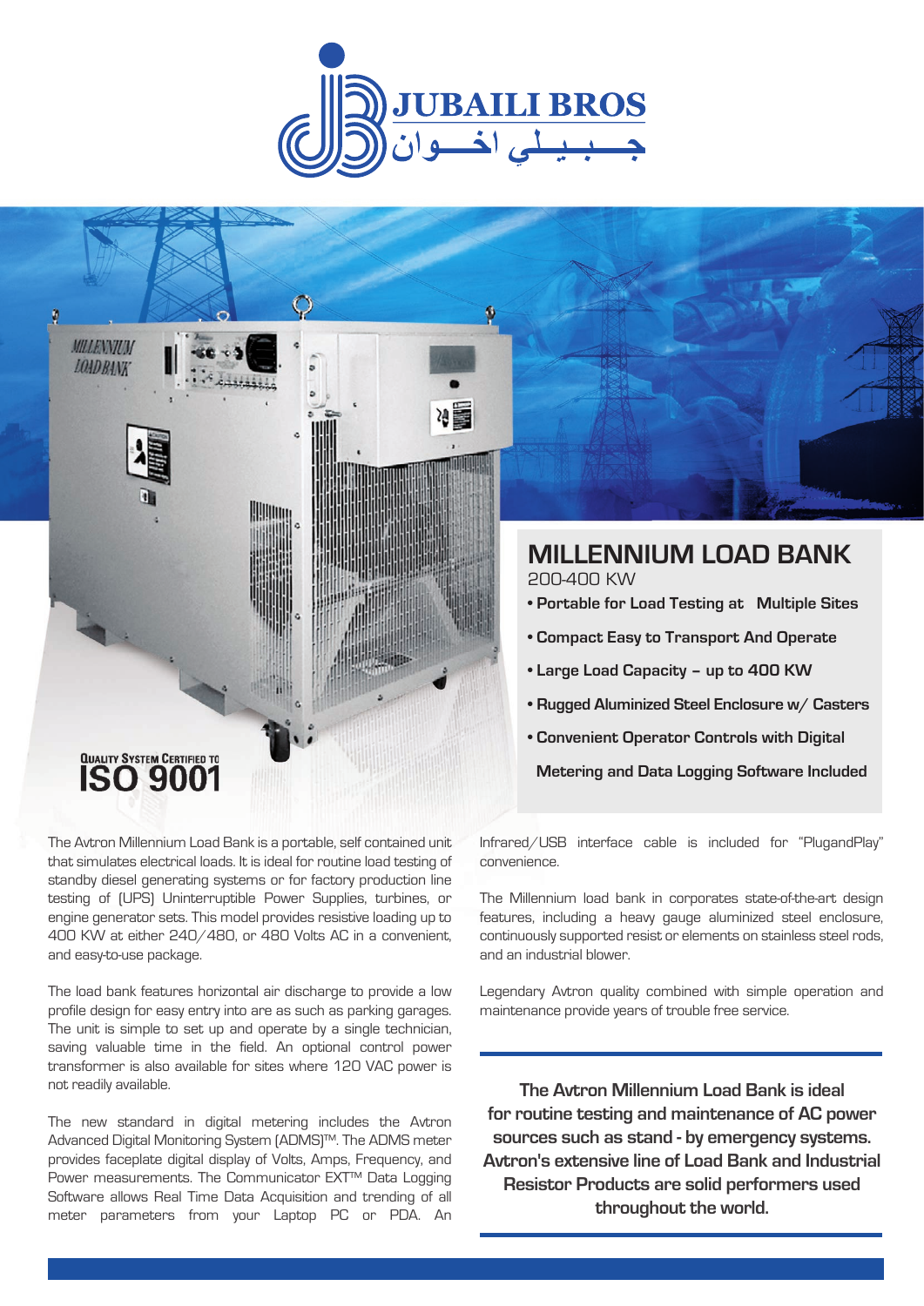JUBAILI BROS

جـــبـيـلـي اخـــوان

QUALITY SYSTEM CERTIFIED TO ISO 9001

# MILLENNIUM LOAD BANK

200-400 KW

- **Portable for Load Testing at Multiple Sites**
- **Compact Easy to Transport And Operate**
- **Large Load Capacity – up to 400 KW**
- **Rugged Aluminized Steel Enclosure w/ Casters**
- **Convenient Operator Controls with Digital Metering and Data Logging Software Included**

The Avtron Millennium Load Bank is a portable, self contained unit that simulates electrical loads. It is ideal for routine load testing of standby diesel generating systems or for factory production line testing of (UPS) Uninterruptible Power Supplies, turbines, or engine generator sets. This model provides resistive loading up to 400 KW at either 240/480, or 480 Volts AC in a convenient, and easy-to-use package.

The load bank features horizontal air discharge to provide a low profile design for easy entry into are as such as parking garages. The unit is simple to set up and operate by a single technician, saving valuable time in the field. An optional control power transformer is also available for sites where 120 VAC power is not readily available.

The new standard in digital metering includes the Avtron Advanced Digital Monitoring System (ADMS)TM. The ADMS meter provides faceplate digital display of Volts, Amps, Frequency, and Power measurements. The Communicator EXTTM Data Logging Software allows Real Time Data Acquisition and trending of all meter parameters from your Laptop PC or PDA. An Infrared/USB interface cable is included for "PlugandPlay" convenience.

The Millennium load bank in corporates state-of-the-art design features, including a heavy gauge aluminized steel enclosure, continuously supported resist or elements on stainless steel rods, and an industrial blower.

Legendary Avtron quality combined with simple operation and maintenance provide years of trouble free service.

**The Avtron Millennium Load Bank is ideal for routine testing and maintenance of AC power sources such as stand - by emergency systems. Avtron's extensive line of Load Bank and Industrial Resistor Products are solid performers used throughout the world.**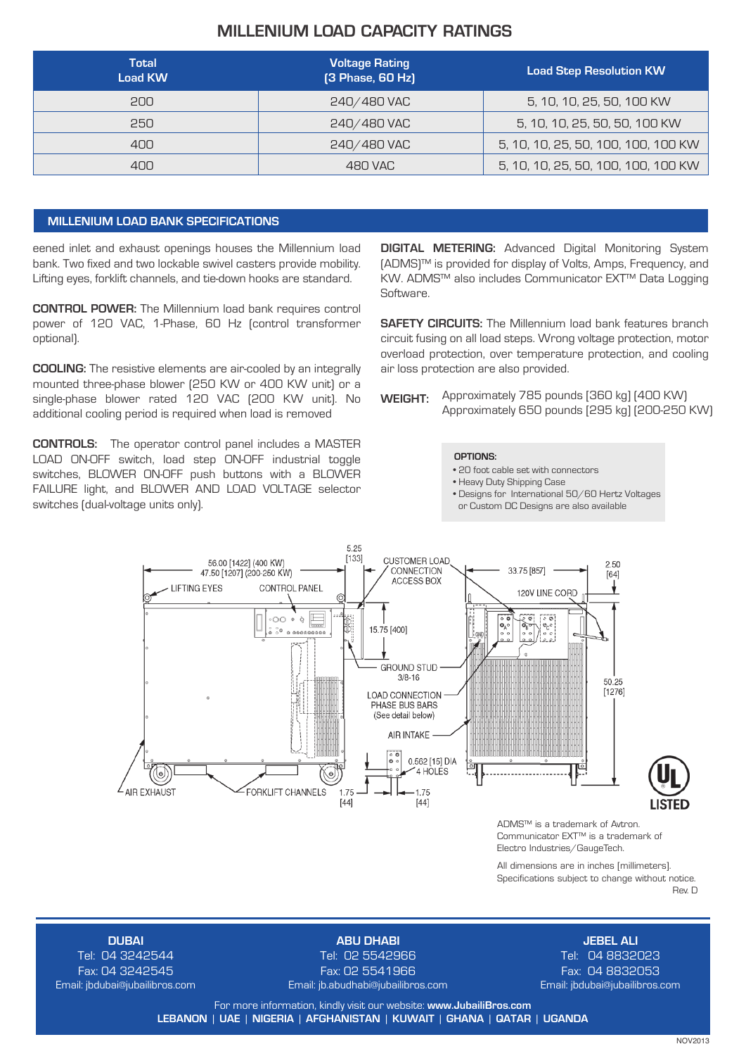# MILLENIUM LOAD CAPACITY RATINGS

| Total Load KW | Voltage Rating (3 Phase, 60 Hz) | Load Step Resolution KW |
|---|---|---|
| 200 | 240/480 VAC | 5, 10, 10, 25, 50, 100 KW |
| 250 | 240/480 VAC | 5, 10, 10, 25, 50, 50, 100 KW |
| 400 | 240/480 VAC | 5, 10, 10, 25, 50, 100, 100, 100 KW |
| 400 | 480 VAC | 5, 10, 10, 25, 50, 100, 100, 100 KW |

## MILLENIUM LOAD BANK SPECIFICATIONS

eened inlet and exhaust openings houses the Millennium load bank. Two fixed and two lockable swivel casters provide mobility. Lifting eyes, forklift channels, and tie-down hooks are standard.

**CONTROL POWER:** The Millennium load bank requires control power of 120 VAC, 1-Phase, 60 Hz (control transformer optional).

**COOLING:** The resistive elements are air-cooled by an integrally mounted three-phase blower (250 KW or 400 KW unit) or a single-phase blower rated 120 VAC (200 KW unit). No additional cooling period is required when load is removed

**CONTROLS:** The operator control panel includes a MASTER LOAD ON-OFF switch, load step ON-OFF industrial toggle switches, BLOWER ON-OFF push buttons with a BLOWER FAILURE light, and BLOWER AND LOAD VOLTAGE selector switches (dual-voltage units only).

**DIGITAL METERING:** Advanced Digital Monitoring System (ADMS)™ is provided for display of Volts, Amps, Frequency, and KW. ADMS™ also includes Communicator EXT™ Data Logging Software.

**SAFETY CIRCUITS:** The Millennium load bank features branch circuit fusing on all load steps. Wrong voltage protection, motor overload protection, over temperature protection, and cooling air loss protection are also provided.

**WEIGHT:** Approximately 785 pounds (360 kg) (400 KW)
Approximately 650 pounds (295 kg) (200-250 KW)

**OPTIONS:**

- 20 foot cable set with connectors
- Heavy Duty Shipping Case
- Designs for International 50/60 Hertz Voltages or Custom DC Designs are also available

56.00 [1422] (400 KW)
47.50 [1207] (200-250 KW)
5.25 [133]
LIFTING EYES
CONTROL PANEL
CUSTOMER LOAD CONNECTION ACCESS BOX
33.75 [857]
2.50 [64]
120V LINE CORD
15.75 [400]
GROUND STUD 3/8-16
LOAD CONNECTION PHASE BUS BARS (See detail below)
AIR INTAKE
50.25 [1276]
0.562 [15] DIA 4 HOLES
AIR EXHAUST
FORKLIFT CHANNELS
1.75 [44]
1.75 [44]

UL LISTED

ADMS™ is a trademark of Avtron.
Communicator EXT™ is a trademark of Electro Industries/GaugeTech.

All dimensions are in inches [millimeters].
Specifications subject to change without notice.
Rev. D

**DUBAI**
Tel: 04 3242544
Fax: 04 3242545
Email: jbdubai@jubailibros.com

**ABU DHABI**
Tel: 02 5542966
Fax: 02 5541966
Email: jb.abudhabi@jubailibros.com

**JEBEL ALI**
Tel: 04 8832023
Fax: 04 8832053
Email: jbdubai@jubailibros.com

For more information, kindly visit our website: **www.JubailiBros.com**
**LEBANON | UAE | NIGERIA | AFGHANISTAN | KUWAIT | GHANA | QATAR | UGANDA**

NOV2013